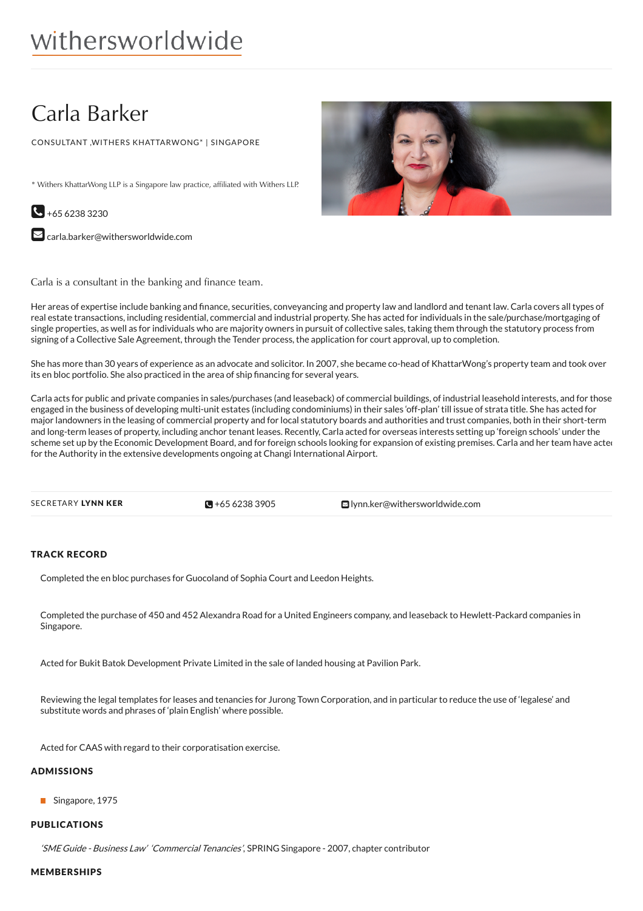withersworldwide

# Carla Barker

CONSULTANT ,WITHERS KHATTARWONG* | SINGAPORE

* Withers KhattarWong LLP is a Singapore law practice, affiliated with Withers LLP.

+65 6238 3230

carla.barker@withersworldwide.com

Carla is a consultant in the banking and finance team.

Her areas of expertise include banking and finance, securities, conveyancing and property law and landlord and tenant law. Carla covers all types of real estate transactions, including residential, commercial and industrial property. She has acted for individuals in the sale/purchase/mortgaging of single properties, as well as for individuals who are majority owners in pursuit of collective sales, taking them through the statutory process from signing of a Collective Sale Agreement, through the Tender process, the application for court approval, up to completion.

She has more than 30 years of experience as an advocate and solicitor. In 2007, she became co-head of KhattarWong's property team and took over its en bloc portfolio. She also practiced in the area of ship financing for several years.

Carla acts for public and private companies in sales/purchases (and leaseback) of commercial buildings, of industrial leasehold interests, and for those engaged in the business of developing multi-unit estates (including condominiums) in their sales 'off-plan' till issue of strata title. She has acted for major landowners in the leasing of commercial property and for local statutory boards and authorities and trust companies, both in their short-term and long-term leases of property, including anchor tenant leases. Recently, Carla acted for overseas interests setting up 'foreign schools' under the scheme set up by the Economic Development Board, and for foreign schools looking for expansion of existing premises. Carla and her team have acted for the Authority in the extensive developments ongoing at Changi International Airport.

| SECRETARY **LYNN KER** | +65 6238 3905 | lynn.ker@withersworldwide.com |
|---|---|---|

## TRACK RECORD

Completed the en bloc purchases for Guocoland of Sophia Court and Leedon Heights.

Completed the purchase of 450 and 452 Alexandra Road for a United Engineers company, and leaseback to Hewlett-Packard companies in Singapore.

Acted for Bukit Batok Development Private Limited in the sale of landed housing at Pavilion Park.

Reviewing the legal templates for leases and tenancies for Jurong Town Corporation, and in particular to reduce the use of 'legalese' and substitute words and phrases of 'plain English' where possible.

Acted for CAAS with regard to their corporatisation exercise.

## ADMISSIONS

- Singapore, 1975

## PUBLICATIONS

*'SME Guide - Business Law' 'Commercial Tenancies'*, SPRING Singapore - 2007, chapter contributor

## MEMBERSHIPS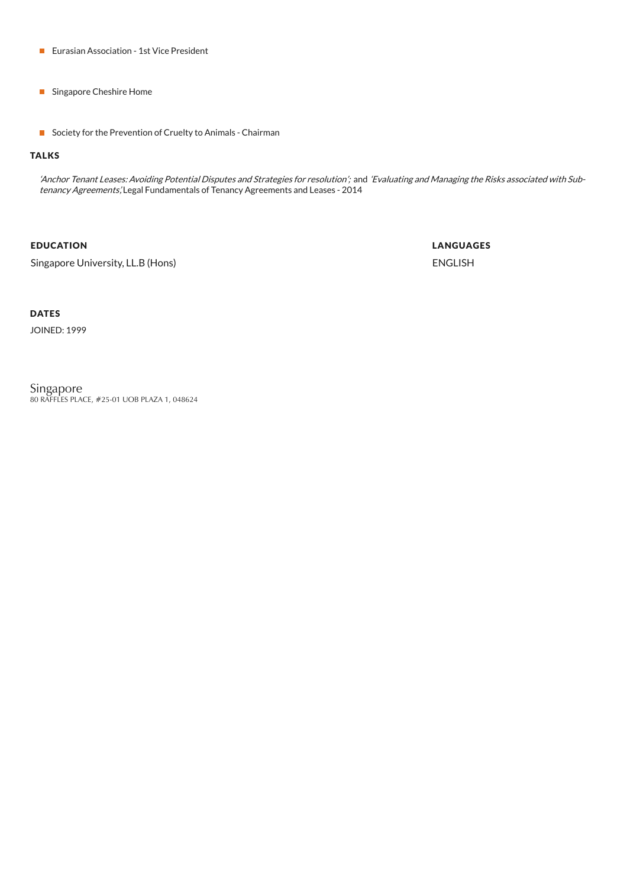- Eurasian Association - 1st Vice President
- Singapore Cheshire Home
- Society for the Prevention of Cruelty to Animals - Chairman

## TALKS

*'Anchor Tenant Leases: Avoiding Potential Disputes and Strategies for resolution';* and *'Evaluating and Managing the Risks associated with Sub-tenancy Agreements',* Legal Fundamentals of Tenancy Agreements and Leases - 2014

## EDUCATION

Singapore University, LL.B (Hons)

## LANGUAGES

ENGLISH

## DATES

JOINED: 1999

Singapore
80 RAFFLES PLACE, #25-01 UOB PLAZA 1, 048624